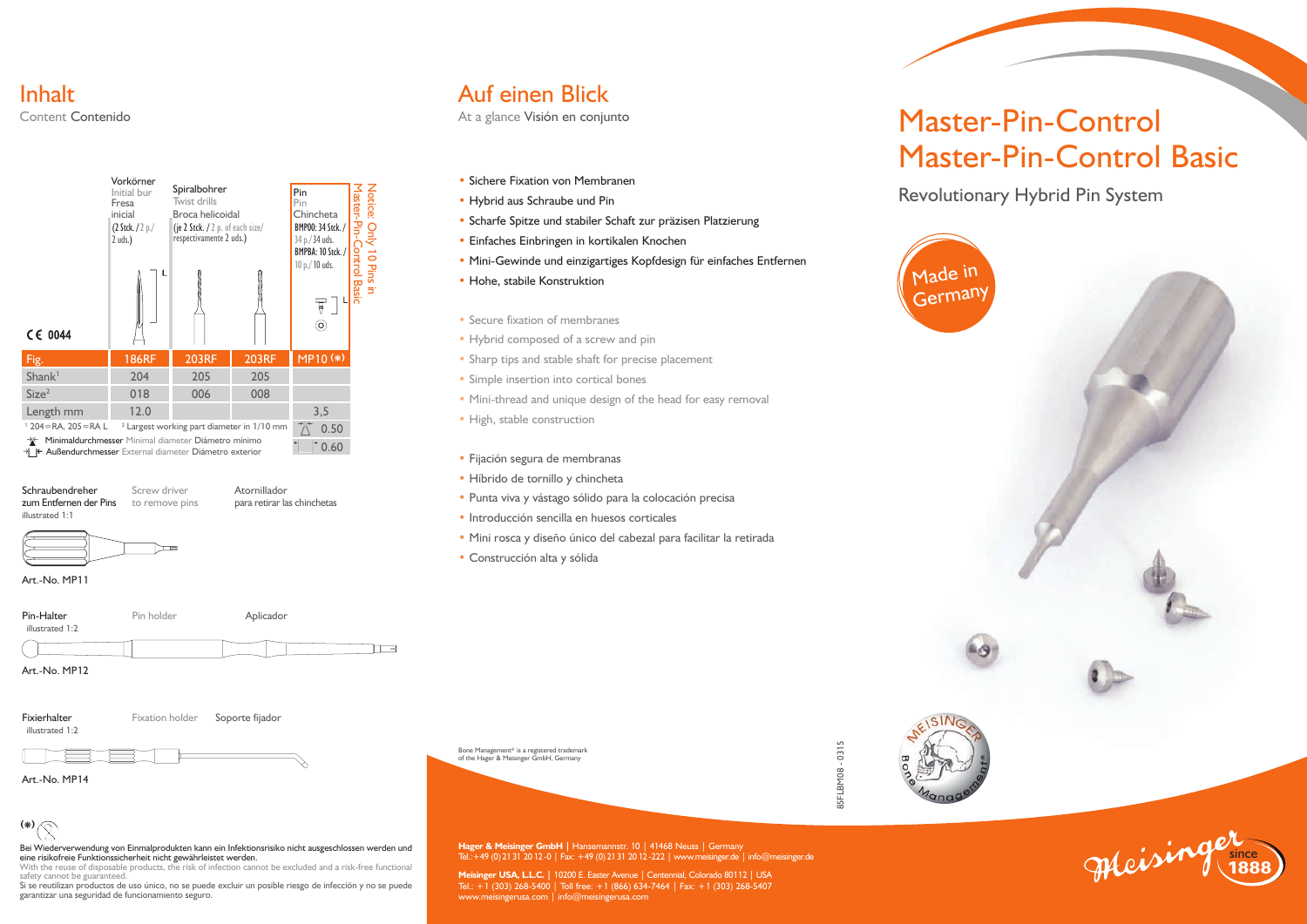# Inhalt

Content Contenido

| | Vorkörner Initial bur Fresa inicial (2 Stck. / 2 p./ 2 uds.) | Spiralbohrer Twist drills Broca helicoidal (je 2 Stck. / 2 p. of each size/ respectivamente 2 uds.) | | Pin Pin Chincheta BMP00: 34 Stck. / 34 p./ 34 uds. BMPBA: 10 Stck. / 10 p./ 10 uds. |
|---|---|---|---|---|
| Fig. | 186RF | 203RF | 203RF | MP10 (*) |
| Shank[1] | 204 | 205 | 205 | |
| Size[2] | 018 | 006 | 008 | |
| Length mm | 12.0 | | | 3,5 |
| | | | | Minimaldurchmesser 0.50 |
| | | | | Außendurchmesser 0.60 |

Notice: Only 10 Pins in Master-Pin-Control Basic

CE 0044

[1] 204=RA, 205=RA L [2] Largest working part diameter in 1/10 mm

Minimaldurchmesser Minimal diameter Diámetro mínimo
Außendurchmesser External diameter Diámetro exterior

**Schraubendreher zum Entfernen der Pins** Screw driver to remove pins Atornillador para retirar las chinchetas
illustrated 1:1

Art.-No. MP11

**Pin-Halter** Pin holder Aplicador
illustrated 1:2

Art.-No. MP12

**Fixierhalter** Fixation holder Soporte fijador
illustrated 1:2

Art.-No. MP14

(*)

Bei Wiederverwendung von Einmalprodukten kann ein Infektionsrisiko nicht ausgeschlossen werden und eine risikofreie Funktionssicherheit nicht gewährleistet werden.
With the reuse of disposable products, the risk of infection cannot be excluded and a risk-free functional safety cannot be guaranteed.
Si se reutilizan productos de uso único, no se puede excluir un posible riesgo de infección y no se puede garantizar una seguridad de funcionamiento seguro.

# Auf einen Blick

At a glance Visión en conjunto

- Sichere Fixation von Membranen
- Hybrid aus Schraube und Pin
- Scharfe Spitze und stabiler Schaft zur präzisen Platzierung
- Einfaches Einbringen in kortikalen Knochen
- Mini-Gewinde und einzigartiges Kopfdesign für einfaches Entfernen
- Hohe, stabile Konstruktion

- Secure fixation of membranes
- Hybrid composed of a screw and pin
- Sharp tips and stable shaft for precise placement
- Simple insertion into cortical bones
- Mini-thread and unique design of the head for easy removal
- High, stable construction

- Fijación segura de membranas
- Híbrido de tornillo y chincheta
- Punta viva y vástago sólido para la colocación precisa
- Introducción sencilla en huesos corticales
- Mini rosca y diseño único del cabezal para facilitar la retirada
- Construcción alta y sólida

Bone Management® is a registered trademark of the Hager & Meisinger GmbH, Germany

85FLBM08 - 0315

**Hager & Meisinger GmbH** | Hansemannstr. 10 | 41468 Neuss | Germany
Tel.:+49 (0) 21 31 20 12-0 | Fax: +49 (0) 21 31 20 12-222 | www.meisinger.de | info@meisinger.de

**Meisinger USA, L.L.C.** | 10200 E. Easter Avenue | Centennial, Colorado 80112 | USA
Tel.: +1 (303) 268-5400 | Toll free: +1 (866) 634-7464 | Fax: +1 (303) 268-5407
www.meisingerusa.com | info@meisingerusa.com

# Master-Pin-Control
# Master-Pin-Control Basic

## Revolutionary Hybrid Pin System

Made in Germany

Meisinger since 1888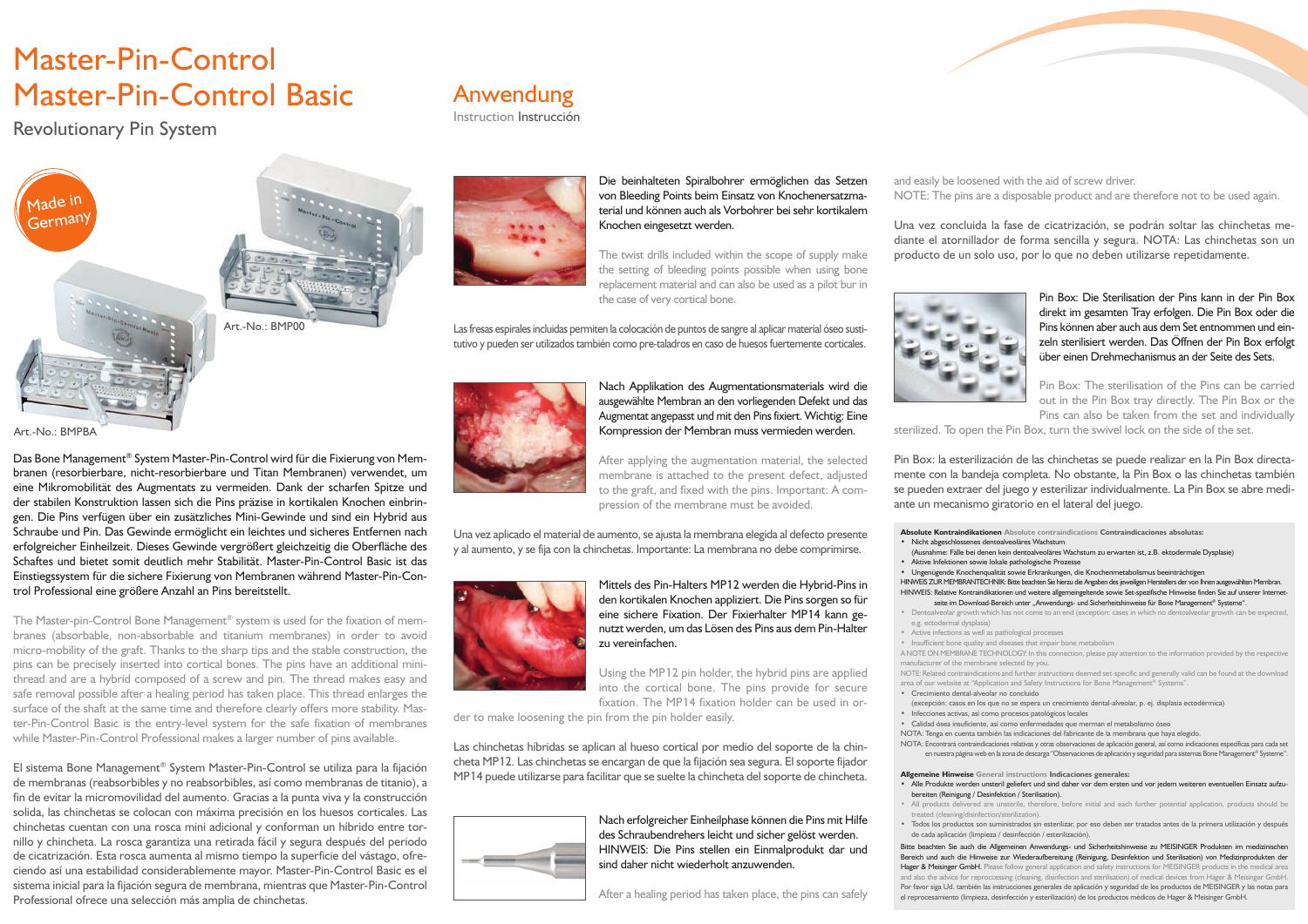# Master-Pin-Control
# Master-Pin-Control Basic

Revolutionary Pin System

Made in Germany

Art.-No.: BMP00

Art.-No.: BMPBA

Das Bone Management® System Master-Pin-Control wird für die Fixierung von Membranen (resorbierbare, nicht-resorbierbare und Titan Membranen) verwendet, um eine Mikromobilität des Augmentats zu vermeiden. Dank der scharfen Spitze und der stabilen Konstruktion lassen sich die Pins präzise in kortikalen Knochen einbringen. Die Pins verfügen über ein zusätzliches Mini-Gewinde und sind ein Hybrid aus Schraube und Pin. Das Gewinde ermöglicht ein leichtes und sicheres Entfernen nach erfolgreicher Einheilzeit. Dieses Gewinde vergrößert gleichzeitig die Oberfläche des Schaftes und bietet somit deutlich mehr Stabilität. Master-Pin-Control Basic ist das Einstiegssystem für die sichere Fixierung von Membranen während Master-Pin-Control Professional eine größere Anzahl an Pins bereitstellt.

The Master-pin-Control Bone Management® system is used for the fixation of membranes (absorbable, non-absorbable and titanium membranes) in order to avoid micro-mobility of the graft. Thanks to the sharp tips and the stable construction, the pins can be precisely inserted into cortical bones. The pins have an additional mini-thread and are a hybrid composed of a screw and pin. The thread makes easy and safe removal possible after a healing period has taken place. This thread enlarges the surface of the shaft at the same time and therefore clearly offers more stability. Master-Pin-Control Basic is the entry-level system for the safe fixation of membranes while Master-Pin-Control Professional makes a larger number of pins available.

El sistema Bone Management® System Master-Pin-Control se utiliza para la fijación de membranas (reabsorbibles y no reabsorbibles, así como membranas de titanio), a fin de evitar la micromovilidad del aumento. Gracias a la punta viva y la construcción solida, las chinchetas se colocan con máxima precisión en los huesos corticales. Las chinchetas cuentan con una rosca mini adicional y conforman un híbrido entre tornillo y chincheta. La rosca garantiza una retirada fácil y segura después del periodo de cicatrización. Esta rosca aumenta al mismo tiempo la superficie del vástago, ofreciendo así una estabilidad considerablemente mayor. Master-Pin-Control Basic es el sistema inicial para la fijación segura de membrana, mientras que Master-Pin-Control Professional ofrece una selección más amplia de chinchetas.

## Anwendung

Instruction Instrucción

Die beinhalteten Spiralbohrer ermöglichen das Setzen von Bleeding Points beim Einsatz von Knochenersatzmaterial und können auch als Vorbohrer bei sehr kortikalem Knochen eingesetzt werden.

The twist drills included within the scope of supply make the setting of bleeding points possible when using bone replacement material and can also be used as a pilot bur in the case of very cortical bone.

Las fresas espirales incluidas permiten la colocación de puntos de sangre al aplicar material óseo sustitutivo y pueden ser utilizados también como pre-taladros en caso de huesos fuertemente corticales.

Nach Applikation des Augmentationsmaterials wird die ausgewählte Membran an den vorliegenden Defekt und das Augmentat angepasst und mit den Pins fixiert. Wichtig: Eine Kompression der Membran muss vermieden werden.

After applying the augmentation material, the selected membrane is attached to the present defect, adjusted to the graft, and fixed with the pins. Important: A compression of the membrane must be avoided.

Una vez aplicado el material de aumento, se ajusta la membrana elegida al defecto presente y al aumento, y se fija con la chinchetas. Importante: La membrana no debe comprimirse.

Mittels des Pin-Halters MP12 werden die Hybrid-Pins in den kortikalen Knochen appliziert. Die Pins sorgen so für eine sichere Fixation. Der Fixierhalter MP14 kann genutzt werden, um das Lösen des Pins aus dem Pin-Halter zu vereinfachen.

Using the MP12 pin holder, the hybrid pins are applied into the cortical bone. The pins provide for secure fixation. The MP14 fixation holder can be used in order to make loosening the pin from the pin holder easily.

Las chinchetas híbridas se aplican al hueso cortical por medio del soporte de la chincheta MP12. Las chinchetas se encargan de que la fijación sea segura. El soporte fijador MP14 puede utilizarse para facilitar que se suelte la chincheta del soporte de chincheta.

Nach erfolgreicher Einheilphase können die Pins mit Hilfe des Schraubendrehers leicht und sicher gelöst werden. HINWEIS: Die Pins stellen ein Einmalprodukt dar und sind daher nicht wiederholt anzuwenden.

After a healing period has taken place, the pins can safely and easily be loosened with the aid of screw driver. NOTE: The pins are a disposable product and are therefore not to be used again.

Una vez concluida la fase de cicatrización, se podrán soltar las chinchetas mediante el atornillador de forma sencilla y segura. NOTA: Las chinchetas son un producto de un solo uso, por lo que no deben utilizarse repetidamente.

Pin Box: Die Sterilisation der Pins kann in der Pin Box direkt im gesamten Tray erfolgen. Die Pin Box oder die Pins können aber auch aus dem Set entnommen und einzeln sterilisiert werden. Das Öffnen der Pin Box erfolgt über einen Drehmechanismus an der Seite des Sets.

Pin Box: The sterilisation of the Pins can be carried out in the Pin Box tray directly. The Pin Box or the Pins can also be taken from the set and individually sterilized. To open the Pin Box, turn the swivel lock on the side of the set.

Pin Box: la esterilización de las chinchetas se puede realizar en la Pin Box directamente con la bandeja completa. No obstante, la Pin Box o las chinchetas también se pueden extraer del juego y esterilizar individualmente. La Pin Box se abre mediante un mecanismo giratorio en el lateral del juego.

**Absolute Kontraindikationen** Absolute contraindications **Contraindicaciones absolutas:**

- Nicht abgeschlossenes dentoalveoläres Wachstum
  (Ausnahme: Fälle bei denen kein dentoalveoläres Wachstum zu erwarten ist, z.B. ektodermale Dysplasie)
- Aktive Infektionen sowie lokale pathologische Prozesse
- Ungenügende Knochenqualität sowie Erkrankungen, die Knochenmetabolismus beeinträchtigen

HINWEIS ZUR MEMBRANTECHNIK: Bitte beachten Sie hierzu die Angaben des jeweiligen Herstellers der von Ihnen ausgewählten Membran.
HINWEIS: Relative Kontraindikationen und weitere allgemeingeltende sowie Set-spezifische Hinweise finden Sie auf unserer Internetseite im Download-Bereich unter „Anwendungs- und Sicherheitshinweise für Bone Management® Systeme".

- Dentoalveolar growth which has not come to an end (exception: cases in which no dentoalveolar growth can be expected, e.g. ectodermal dysplasia)
- Active infections as well as pathological processes
- Insufficient bone quality and diseases that impair bone metabolism

A NOTE ON MEMBRANE TECHNOLOGY: In this connection, please pay attention to the information provided by the respective manufacturer of the membrane selected by you.
NOTE: Related contraindications and further instructions deemed set-specific and generally valid can be found at the download area of our website at "Application and Safety Instructions for Bone Management® Systems".

- Crecimiento dental-alveolar no concluido
  (excepción: casos en los que no se espera un crecimiento dental-alveolar, p. ej. displasia ectodérmica)
- Infecciones activas, así como procesos patológicos locales
- Calidad ósea insuficiente, así como enfermedades que merman el metabolismo óseo

NOTA: Tenga en cuenta también las indicaciones del fabricante de la membrana que haya elegido.
NOTA: Encontrará contraindicaciones relativas y otras observaciones de aplicación general, así como indicaciones específicas para cada set en nuestra página web en la zona de descarga "Observaciones de aplicación y seguridad para sistemas Bone Management® Systeme".

**Allgemeine Hinweise** General instructions **Indicaciones generales:**

- Alle Produkte werden unsteril geliefert und sind daher vor dem ersten und vor jedem weiteren eventuellen Einsatz aufzubereiten (Reinigung / Desinfektion / Sterilisation).
- All products delivered are unsterile, therefore, before initial and each further potential application, products should be treated (cleaning/disinfection/sterilization).
- Todos los productos son suministrados sin esterilizar, por eso deben ser tratados antes de la primera utilización y después de cada aplicación (limpieza / desinfección / esterilización).

Bitte beachten Sie auch die Allgemeinen Anwendungs- und Sicherheitshinweise zu MEISINGER Produkten im medizinischen Bereich und auch die Hinweise zur Wiederaufbereitung (Reinigung, Desinfektion und Sterilisation) von Medizinprodukten der Hager & Meisinger GmbH. Please follow general application and safety instructions for MEISINGER products in the medical area and also the advice for reprocessing (cleaning, disinfection and sterilization) of medical devices from Hager & Meisinger GmbH. Por favor siga Ud. también las instrucciones generales de aplicación y seguridad de los productos de MEISINGER y las notas para el reprocesamiento (limpieza, desinfección y esterilización) de los productos médicos de Hager & Meisinger GmbH.